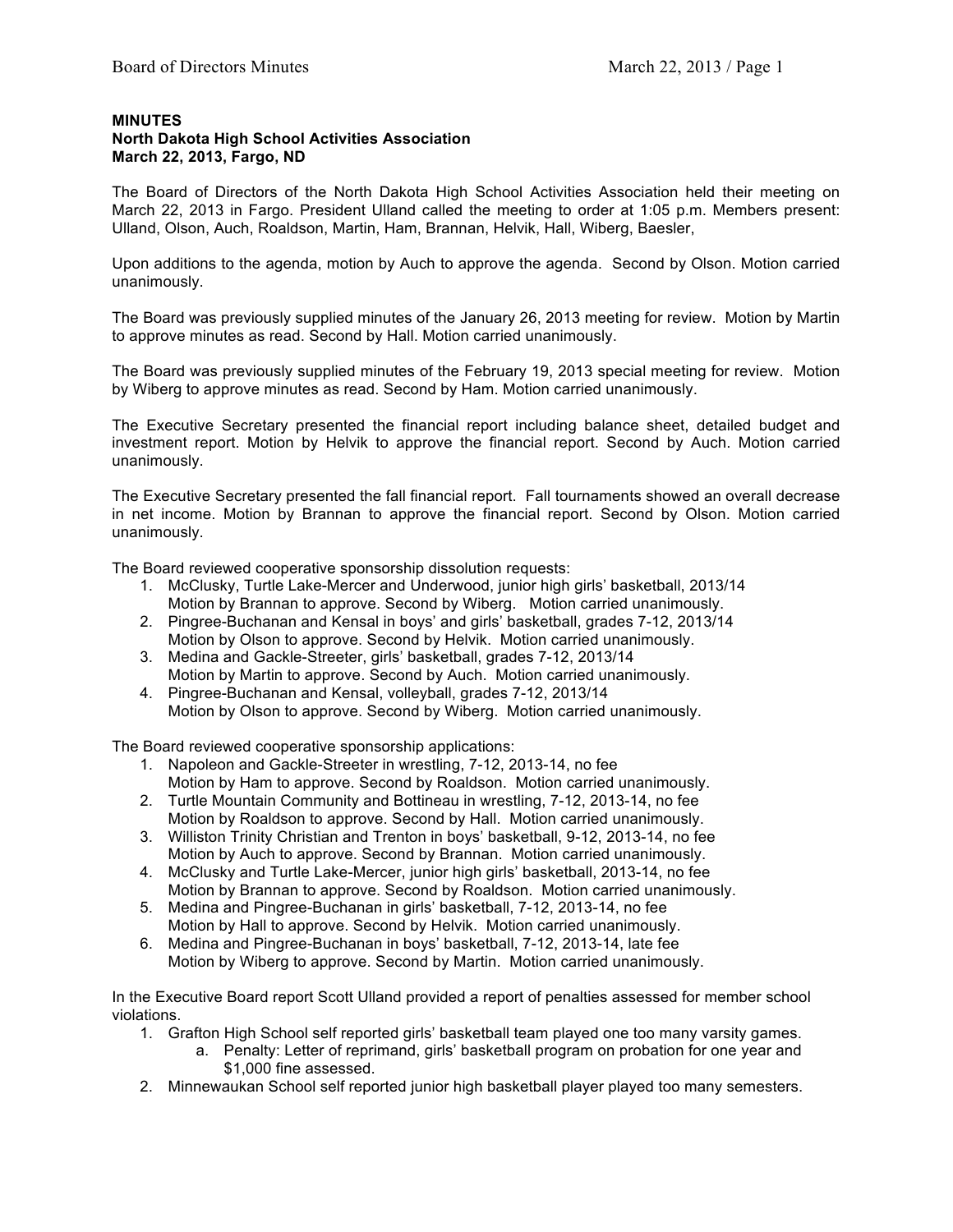**MINUTES**
**North Dakota High School Activities Association**
**March 22, 2013, Fargo, ND**

The Board of Directors of the North Dakota High School Activities Association held their meeting on March 22, 2013 in Fargo. President Ulland called the meeting to order at 1:05 p.m. Members present: Ulland, Olson, Auch, Roaldson, Martin, Ham, Brannan, Helvik, Hall, Wiberg, Baesler,

Upon additions to the agenda, motion by Auch to approve the agenda. Second by Olson. Motion carried unanimously.

The Board was previously supplied minutes of the January 26, 2013 meeting for review. Motion by Martin to approve minutes as read. Second by Hall. Motion carried unanimously.

The Board was previously supplied minutes of the February 19, 2013 special meeting for review. Motion by Wiberg to approve minutes as read. Second by Ham. Motion carried unanimously.

The Executive Secretary presented the financial report including balance sheet, detailed budget and investment report. Motion by Helvik to approve the financial report. Second by Auch. Motion carried unanimously.

The Executive Secretary presented the fall financial report. Fall tournaments showed an overall decrease in net income. Motion by Brannan to approve the financial report. Second by Olson. Motion carried unanimously.

The Board reviewed cooperative sponsorship dissolution requests:

1. McClusky, Turtle Lake-Mercer and Underwood, junior high girls' basketball, 2013/14
   Motion by Brannan to approve. Second by Wiberg. Motion carried unanimously.
2. Pingree-Buchanan and Kensal in boys' and girls' basketball, grades 7-12, 2013/14
   Motion by Olson to approve. Second by Helvik. Motion carried unanimously.
3. Medina and Gackle-Streeter, girls' basketball, grades 7-12, 2013/14
   Motion by Martin to approve. Second by Auch. Motion carried unanimously.
4. Pingree-Buchanan and Kensal, volleyball, grades 7-12, 2013/14
   Motion by Olson to approve. Second by Wiberg. Motion carried unanimously.

The Board reviewed cooperative sponsorship applications:

1. Napoleon and Gackle-Streeter in wrestling, 7-12, 2013-14, no fee
   Motion by Ham to approve. Second by Roaldson. Motion carried unanimously.
2. Turtle Mountain Community and Bottineau in wrestling, 7-12, 2013-14, no fee
   Motion by Roaldson to approve. Second by Hall. Motion carried unanimously.
3. Williston Trinity Christian and Trenton in boys' basketball, 9-12, 2013-14, no fee
   Motion by Auch to approve. Second by Brannan. Motion carried unanimously.
4. McClusky and Turtle Lake-Mercer, junior high girls' basketball, 2013-14, no fee
   Motion by Brannan to approve. Second by Roaldson. Motion carried unanimously.
5. Medina and Pingree-Buchanan in girls' basketball, 7-12, 2013-14, no fee
   Motion by Hall to approve. Second by Helvik. Motion carried unanimously.
6. Medina and Pingree-Buchanan in boys' basketball, 7-12, 2013-14, late fee
   Motion by Wiberg to approve. Second by Martin. Motion carried unanimously.

In the Executive Board report Scott Ulland provided a report of penalties assessed for member school violations.

1. Grafton High School self reported girls' basketball team played one too many varsity games.
   a. Penalty: Letter of reprimand, girls' basketball program on probation for one year and $1,000 fine assessed.
2. Minnewaukan School self reported junior high basketball player played too many semesters.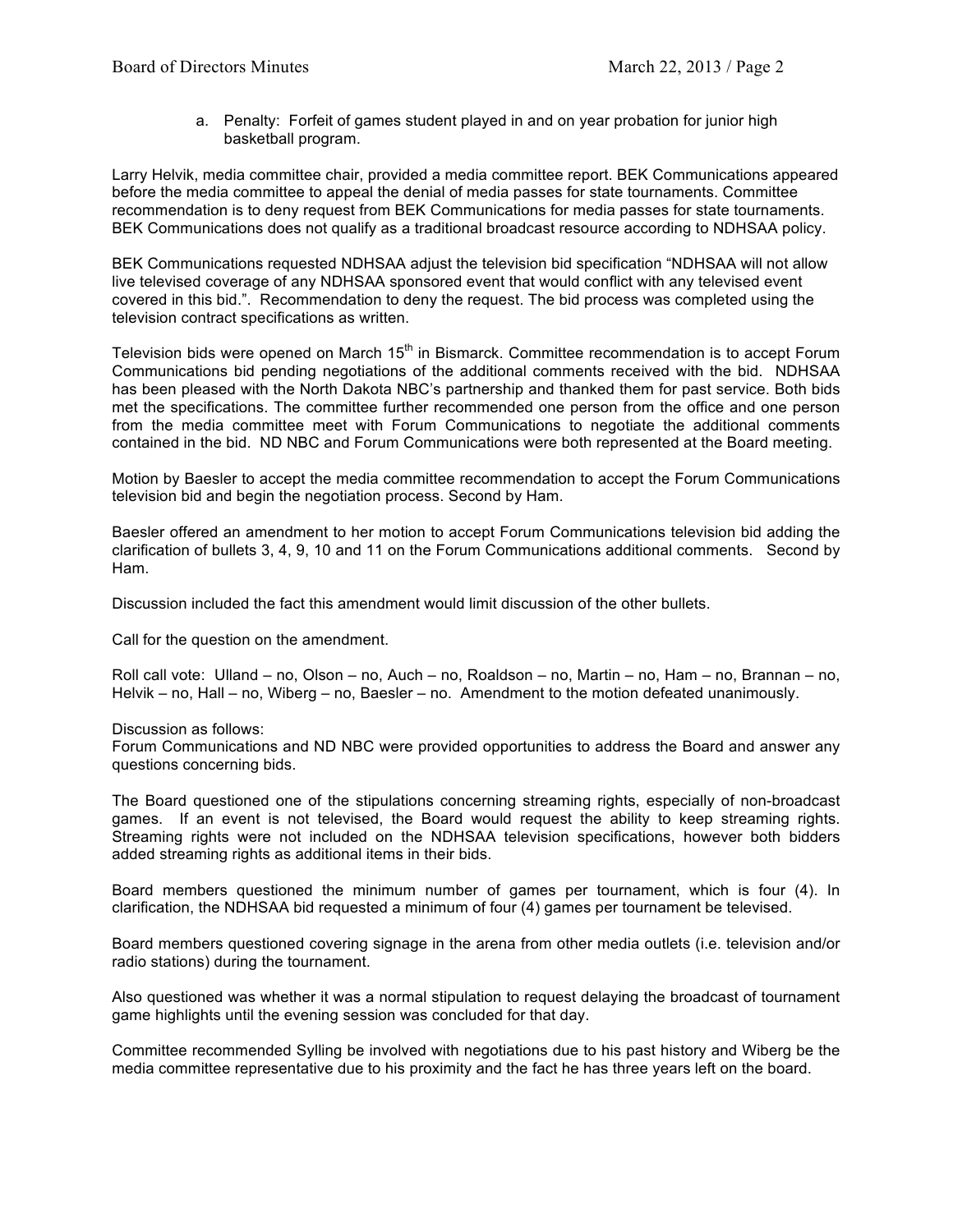a. Penalty: Forfeit of games student played in and on year probation for junior high basketball program.

Larry Helvik, media committee chair, provided a media committee report. BEK Communications appeared before the media committee to appeal the denial of media passes for state tournaments. Committee recommendation is to deny request from BEK Communications for media passes for state tournaments. BEK Communications does not qualify as a traditional broadcast resource according to NDHSAA policy.

BEK Communications requested NDHSAA adjust the television bid specification "NDHSAA will not allow live televised coverage of any NDHSAA sponsored event that would conflict with any televised event covered in this bid.". Recommendation to deny the request. The bid process was completed using the television contract specifications as written.

Television bids were opened on March 15th in Bismarck. Committee recommendation is to accept Forum Communications bid pending negotiations of the additional comments received with the bid. NDHSAA has been pleased with the North Dakota NBC's partnership and thanked them for past service. Both bids met the specifications. The committee further recommended one person from the office and one person from the media committee meet with Forum Communications to negotiate the additional comments contained in the bid. ND NBC and Forum Communications were both represented at the Board meeting.

Motion by Baesler to accept the media committee recommendation to accept the Forum Communications television bid and begin the negotiation process. Second by Ham.

Baesler offered an amendment to her motion to accept Forum Communications television bid adding the clarification of bullets 3, 4, 9, 10 and 11 on the Forum Communications additional comments. Second by Ham.

Discussion included the fact this amendment would limit discussion of the other bullets.

Call for the question on the amendment.

Roll call vote: Ulland – no, Olson – no, Auch – no, Roaldson – no, Martin – no, Ham – no, Brannan – no, Helvik – no, Hall – no, Wiberg – no, Baesler – no. Amendment to the motion defeated unanimously.

Discussion as follows:
Forum Communications and ND NBC were provided opportunities to address the Board and answer any questions concerning bids.

The Board questioned one of the stipulations concerning streaming rights, especially of non-broadcast games. If an event is not televised, the Board would request the ability to keep streaming rights. Streaming rights were not included on the NDHSAA television specifications, however both bidders added streaming rights as additional items in their bids.

Board members questioned the minimum number of games per tournament, which is four (4). In clarification, the NDHSAA bid requested a minimum of four (4) games per tournament be televised.

Board members questioned covering signage in the arena from other media outlets (i.e. television and/or radio stations) during the tournament.

Also questioned was whether it was a normal stipulation to request delaying the broadcast of tournament game highlights until the evening session was concluded for that day.

Committee recommended Sylling be involved with negotiations due to his past history and Wiberg be the media committee representative due to his proximity and the fact he has three years left on the board.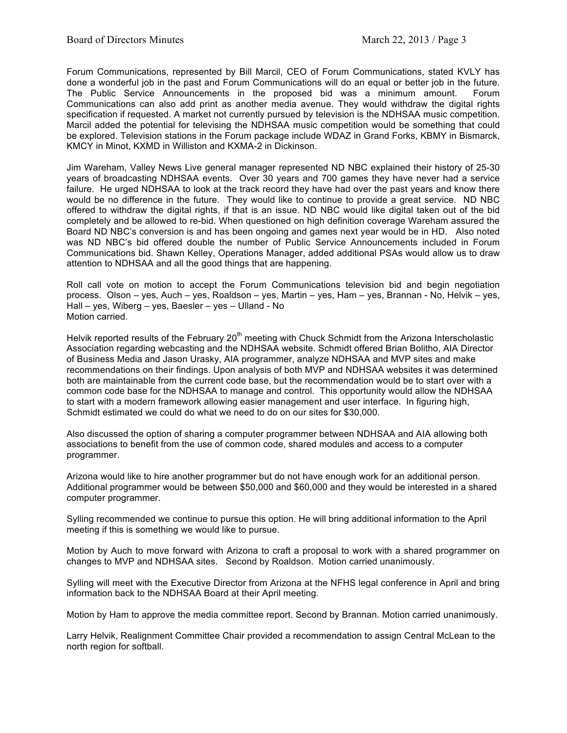Forum Communications, represented by Bill Marcil, CEO of Forum Communications, stated KVLY has done a wonderful job in the past and Forum Communications will do an equal or better job in the future. The Public Service Announcements in the proposed bid was a minimum amount. Forum Communications can also add print as another media avenue. They would withdraw the digital rights specification if requested. A market not currently pursued by television is the NDHSAA music competition. Marcil added the potential for televising the NDHSAA music competition would be something that could be explored. Television stations in the Forum package include WDAZ in Grand Forks, KBMY in Bismarck, KMCY in Minot, KXMD in Williston and KXMA-2 in Dickinson.

Jim Wareham, Valley News Live general manager represented ND NBC explained their history of 25-30 years of broadcasting NDHSAA events. Over 30 years and 700 games they have never had a service failure. He urged NDHSAA to look at the track record they have had over the past years and know there would be no difference in the future. They would like to continue to provide a great service. ND NBC offered to withdraw the digital rights, if that is an issue. ND NBC would like digital taken out of the bid completely and be allowed to re-bid. When questioned on high definition coverage Wareham assured the Board ND NBC's conversion is and has been ongoing and games next year would be in HD. Also noted was ND NBC's bid offered double the number of Public Service Announcements included in Forum Communications bid. Shawn Kelley, Operations Manager, added additional PSAs would allow us to draw attention to NDHSAA and all the good things that are happening.

Roll call vote on motion to accept the Forum Communications television bid and begin negotiation process. Olson – yes, Auch – yes, Roaldson – yes, Martin – yes, Ham – yes, Brannan - No, Helvik – yes, Hall – yes, Wiberg – yes, Baesler – yes – Ulland - No
Motion carried.

Helvik reported results of the February 20th meeting with Chuck Schmidt from the Arizona Interscholastic Association regarding webcasting and the NDHSAA website. Schmidt offered Brian Bolitho, AIA Director of Business Media and Jason Urasky, AIA programmer, analyze NDHSAA and MVP sites and make recommendations on their findings. Upon analysis of both MVP and NDHSAA websites it was determined both are maintainable from the current code base, but the recommendation would be to start over with a common code base for the NDHSAA to manage and control. This opportunity would allow the NDHSAA to start with a modern framework allowing easier management and user interface. In figuring high, Schmidt estimated we could do what we need to do on our sites for $30,000.

Also discussed the option of sharing a computer programmer between NDHSAA and AIA allowing both associations to benefit from the use of common code, shared modules and access to a computer programmer.

Arizona would like to hire another programmer but do not have enough work for an additional person. Additional programmer would be between $50,000 and $60,000 and they would be interested in a shared computer programmer.

Sylling recommended we continue to pursue this option. He will bring additional information to the April meeting if this is something we would like to pursue.

Motion by Auch to move forward with Arizona to craft a proposal to work with a shared programmer on changes to MVP and NDHSAA sites. Second by Roaldson. Motion carried unanimously.

Sylling will meet with the Executive Director from Arizona at the NFHS legal conference in April and bring information back to the NDHSAA Board at their April meeting.

Motion by Ham to approve the media committee report. Second by Brannan. Motion carried unanimously.

Larry Helvik, Realignment Committee Chair provided a recommendation to assign Central McLean to the north region for softball.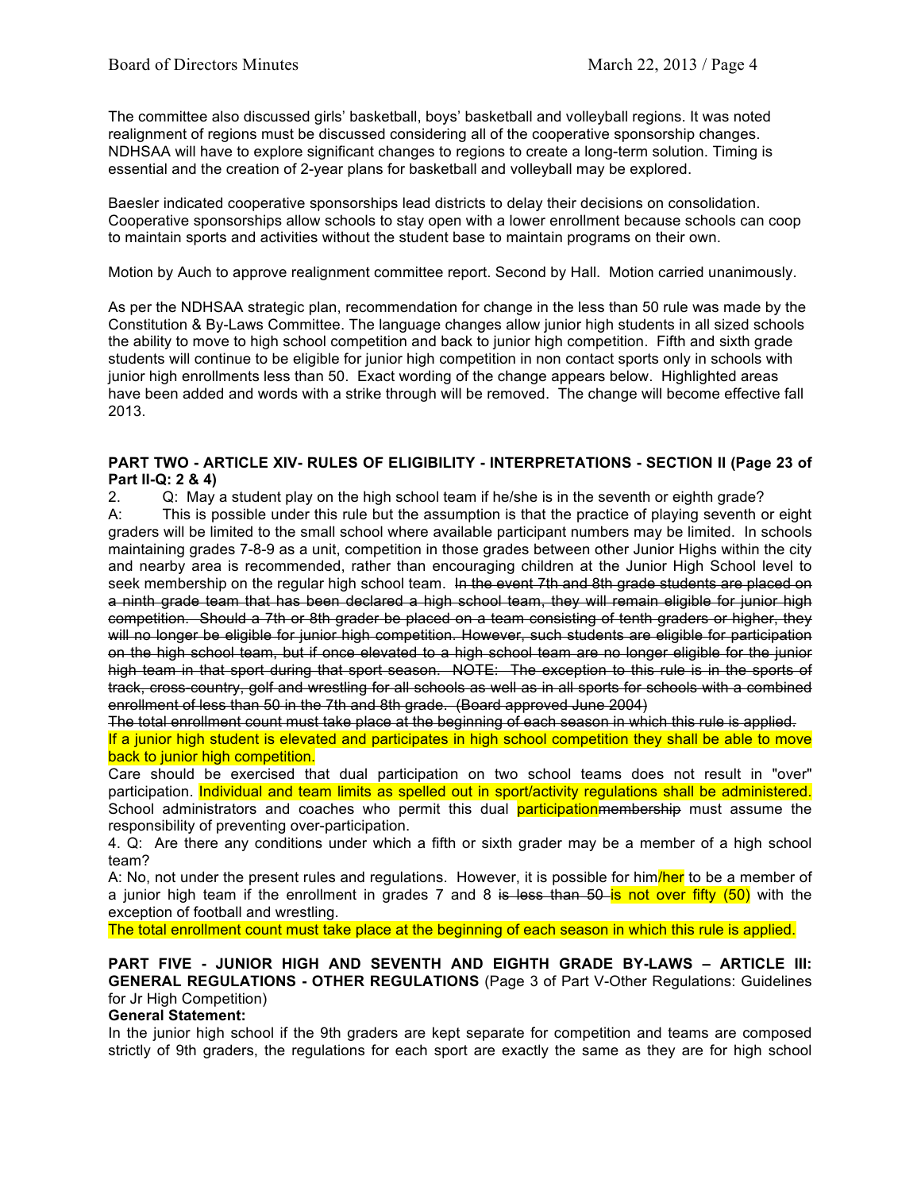The committee also discussed girls' basketball, boys' basketball and volleyball regions. It was noted realignment of regions must be discussed considering all of the cooperative sponsorship changes. NDHSAA will have to explore significant changes to regions to create a long-term solution. Timing is essential and the creation of 2-year plans for basketball and volleyball may be explored.

Baesler indicated cooperative sponsorships lead districts to delay their decisions on consolidation. Cooperative sponsorships allow schools to stay open with a lower enrollment because schools can coop to maintain sports and activities without the student base to maintain programs on their own.

Motion by Auch to approve realignment committee report. Second by Hall. Motion carried unanimously.

As per the NDHSAA strategic plan, recommendation for change in the less than 50 rule was made by the Constitution & By-Laws Committee. The language changes allow junior high students in all sized schools the ability to move to high school competition and back to junior high competition. Fifth and sixth grade students will continue to be eligible for junior high competition in non contact sports only in schools with junior high enrollments less than 50. Exact wording of the change appears below. Highlighted areas have been added and words with a strike through will be removed. The change will become effective fall 2013.

**PART TWO - ARTICLE XIV- RULES OF ELIGIBILITY - INTERPRETATIONS - SECTION II (Page 23 of Part II-Q: 2 & 4)**

2. Q: May a student play on the high school team if he/she is in the seventh or eighth grade?

A: This is possible under this rule but the assumption is that the practice of playing seventh or eight graders will be limited to the small school where available participant numbers may be limited. In schools maintaining grades 7-8-9 as a unit, competition in those grades between other Junior Highs within the city and nearby area is recommended, rather than encouraging children at the Junior High School level to seek membership on the regular high school team. ~~In the event 7th and 8th grade students are placed on a ninth grade team that has been declared a high school team, they will remain eligible for junior high competition. Should a 7th or 8th grader be placed on a team consisting of tenth graders or higher, they will no longer be eligible for junior high competition. However, such students are eligible for participation on the high school team, but if once elevated to a high school team are no longer eligible for the junior high team in that sport during that sport season. NOTE: The exception to this rule is in the sports of track, cross-country, golf and wrestling for all schools as well as in all sports for schools with a combined enrollment of less than 50 in the 7th and 8th grade. (Board approved June 2004)~~

~~The total enrollment count must take place at the beginning of each season in which this rule is applied.~~

If a junior high student is elevated and participates in high school competition they shall be able to move back to junior high competition.

Care should be exercised that dual participation on two school teams does not result in "over" participation. Individual and team limits as spelled out in sport/activity regulations shall be administered. School administrators and coaches who permit this dual participation~~membership~~ must assume the responsibility of preventing over-participation.

4. Q: Are there any conditions under which a fifth or sixth grader may be a member of a high school team?

A: No, not under the present rules and regulations. However, it is possible for him/her to be a member of a junior high team if the enrollment in grades 7 and 8 ~~is less than 50~~ is not over fifty (50) with the exception of football and wrestling.

The total enrollment count must take place at the beginning of each season in which this rule is applied.

**PART FIVE - JUNIOR HIGH AND SEVENTH AND EIGHTH GRADE BY-LAWS – ARTICLE III: GENERAL REGULATIONS - OTHER REGULATIONS** (Page 3 of Part V-Other Regulations: Guidelines for Jr High Competition)

**General Statement:**

In the junior high school if the 9th graders are kept separate for competition and teams are composed strictly of 9th graders, the regulations for each sport are exactly the same as they are for high school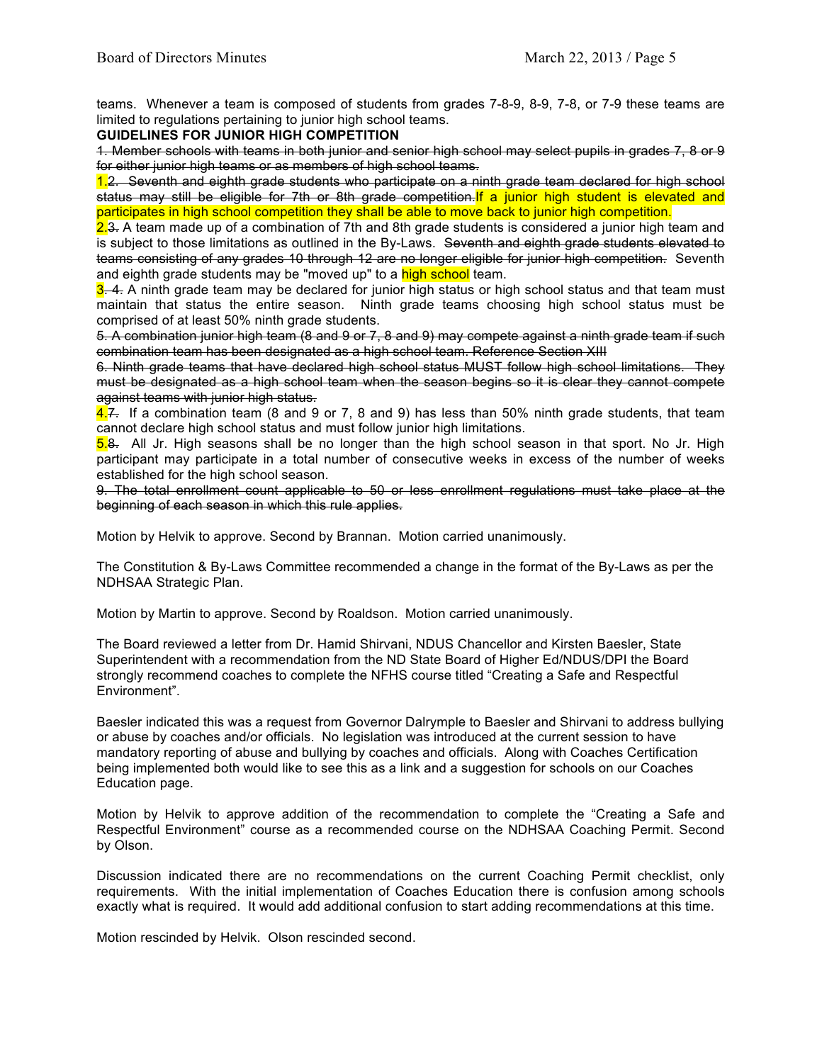teams. Whenever a team is composed of students from grades 7-8-9, 8-9, 7-8, or 7-9 these teams are limited to regulations pertaining to junior high school teams.

**GUIDELINES FOR JUNIOR HIGH COMPETITION**

~~1. Member schools with teams in both junior and senior high school may select pupils in grades 7, 8 or 9 for either junior high teams or as members of high school teams.~~

1.~~2. Seventh and eighth grade students who participate on a ninth grade team declared for high school status may still be eligible for 7th or 8th grade competition.~~If a junior high student is elevated and participates in high school competition they shall be able to move back to junior high competition.

2.~~3.~~ A team made up of a combination of 7th and 8th grade students is considered a junior high team and is subject to those limitations as outlined in the By-Laws. ~~Seventh and eighth grade students elevated to teams consisting of any grades 10 through 12 are no longer eligible for junior high competition.~~ Seventh and eighth grade students may be "moved up" to a high school team.

3.~~4.~~ A ninth grade team may be declared for junior high status or high school status and that team must maintain that status the entire season. Ninth grade teams choosing high school status must be comprised of at least 50% ninth grade students.

~~5. A combination junior high team (8 and 9 or 7, 8 and 9) may compete against a ninth grade team if such combination team has been designated as a high school team. Reference Section XIII~~

~~6. Ninth grade teams that have declared high school status MUST follow high school limitations. They must be designated as a high school team when the season begins so it is clear they cannot compete against teams with junior high status.~~

4.~~7.~~ If a combination team (8 and 9 or 7, 8 and 9) has less than 50% ninth grade students, that team cannot declare high school status and must follow junior high limitations.

5.~~8.~~ All Jr. High seasons shall be no longer than the high school season in that sport. No Jr. High participant may participate in a total number of consecutive weeks in excess of the number of weeks established for the high school season.

~~9. The total enrollment count applicable to 50 or less enrollment regulations must take place at the beginning of each season in which this rule applies.~~

Motion by Helvik to approve. Second by Brannan. Motion carried unanimously.

The Constitution & By-Laws Committee recommended a change in the format of the By-Laws as per the NDHSAA Strategic Plan.

Motion by Martin to approve. Second by Roaldson. Motion carried unanimously.

The Board reviewed a letter from Dr. Hamid Shirvani, NDUS Chancellor and Kirsten Baesler, State Superintendent with a recommendation from the ND State Board of Higher Ed/NDUS/DPI the Board strongly recommend coaches to complete the NFHS course titled "Creating a Safe and Respectful Environment".

Baesler indicated this was a request from Governor Dalrymple to Baesler and Shirvani to address bullying or abuse by coaches and/or officials. No legislation was introduced at the current session to have mandatory reporting of abuse and bullying by coaches and officials. Along with Coaches Certification being implemented both would like to see this as a link and a suggestion for schools on our Coaches Education page.

Motion by Helvik to approve addition of the recommendation to complete the "Creating a Safe and Respectful Environment" course as a recommended course on the NDHSAA Coaching Permit. Second by Olson.

Discussion indicated there are no recommendations on the current Coaching Permit checklist, only requirements. With the initial implementation of Coaches Education there is confusion among schools exactly what is required. It would add additional confusion to start adding recommendations at this time.

Motion rescinded by Helvik. Olson rescinded second.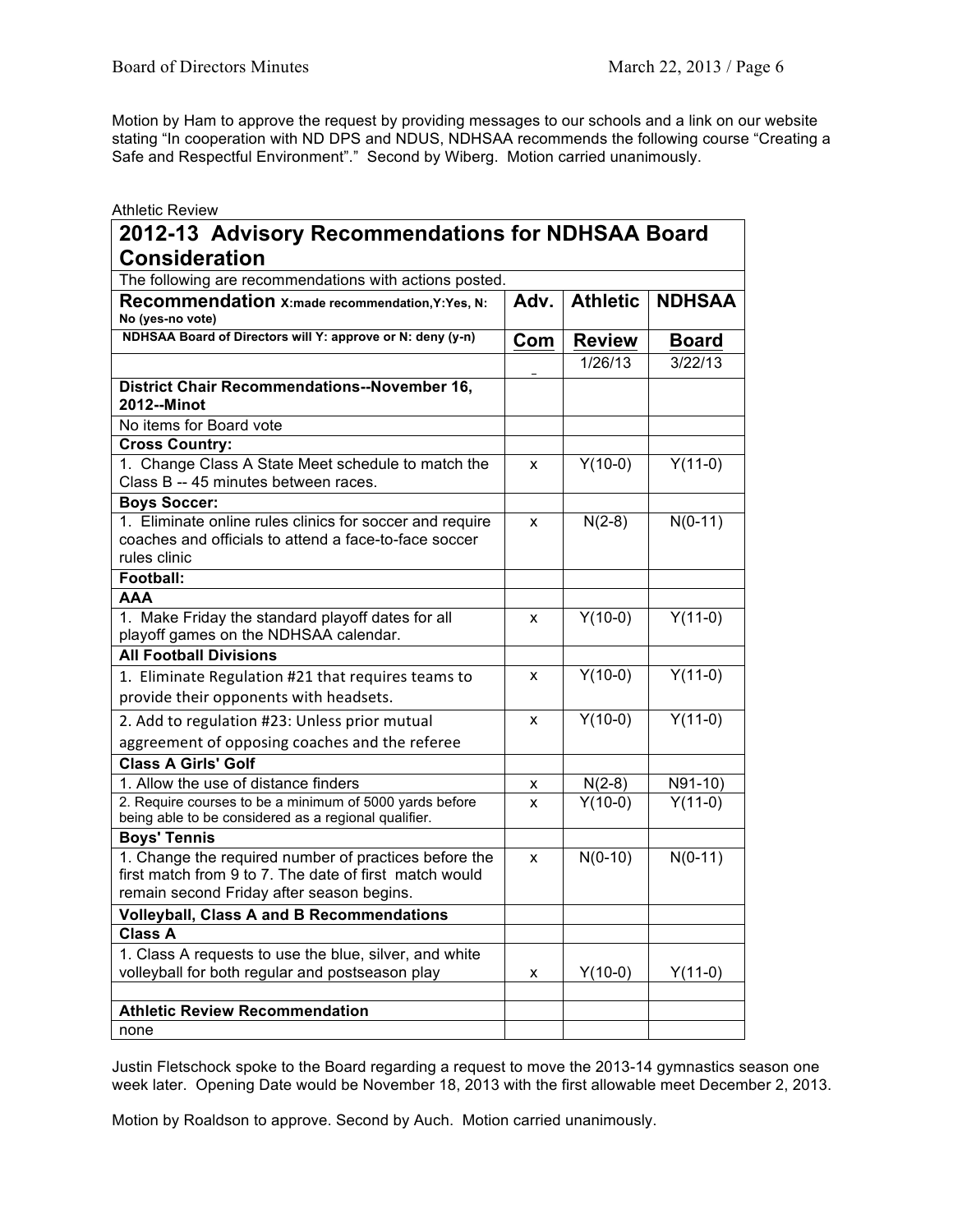Motion by Ham to approve the request by providing messages to our schools and a link on our website stating "In cooperation with ND DPS and NDUS, NDHSAA recommends the following course "Creating a Safe and Respectful Environment"." Second by Wiberg. Motion carried unanimously.

Athletic Review

| **2012-13 Advisory Recommendations for NDHSAA Board Consideration** | | | |
|---|---|---|---|
| The following are recommendations with actions posted. | | | |
| **Recommendation** **X:made recommendation,Y:Yes, N: No (yes-no vote)** | **Adv.** | **Athletic** | **NDHSAA** |
| **NDHSAA Board of Directors will Y: approve or N: deny (y-n)** | **Com** | **Review** | **Board** |
| | _ | 1/26/13 | 3/22/13 |
| **District Chair Recommendations--November 16, 2012--Minot** | | | |
| No items for Board vote | | | |
| **Cross Country:** | | | |
| 1. Change Class A State Meet schedule to match the Class B -- 45 minutes between races. | x | Y(10-0) | Y(11-0) |
| **Boys Soccer:** | | | |
| 1. Eliminate online rules clinics for soccer and require coaches and officials to attend a face-to-face soccer rules clinic | x | N(2-8) | N(0-11) |
| **Football:** | | | |
| **AAA** | | | |
| 1. Make Friday the standard playoff dates for all playoff games on the NDHSAA calendar. | x | Y(10-0) | Y(11-0) |
| **All Football Divisions** | | | |
| 1. Eliminate Regulation #21 that requires teams to provide their opponents with headsets. | x | Y(10-0) | Y(11-0) |
| 2. Add to regulation #23: Unless prior mutual aggreement of opposing coaches and the referee | x | Y(10-0) | Y(11-0) |
| **Class A Girls' Golf** | | | |
| 1. Allow the use of distance finders | x | N(2-8) | N91-10) |
| 2. Require courses to be a minimum of 5000 yards before being able to be considered as a regional qualifier. | x | Y(10-0) | Y(11-0) |
| **Boys' Tennis** | | | |
| 1. Change the required number of practices before the first match from 9 to 7. The date of first match would remain second Friday after season begins. | x | N(0-10) | N(0-11) |
| **Volleyball, Class A and B Recommendations** | | | |
| **Class A** | | | |
| 1. Class A requests to use the blue, silver, and white volleyball for both regular and postseason play | x | Y(10-0) | Y(11-0) |
| | | | |
| **Athletic Review Recommendation** | | | |
| none | | | |

Justin Fletschock spoke to the Board regarding a request to move the 2013-14 gymnastics season one week later. Opening Date would be November 18, 2013 with the first allowable meet December 2, 2013.

Motion by Roaldson to approve. Second by Auch. Motion carried unanimously.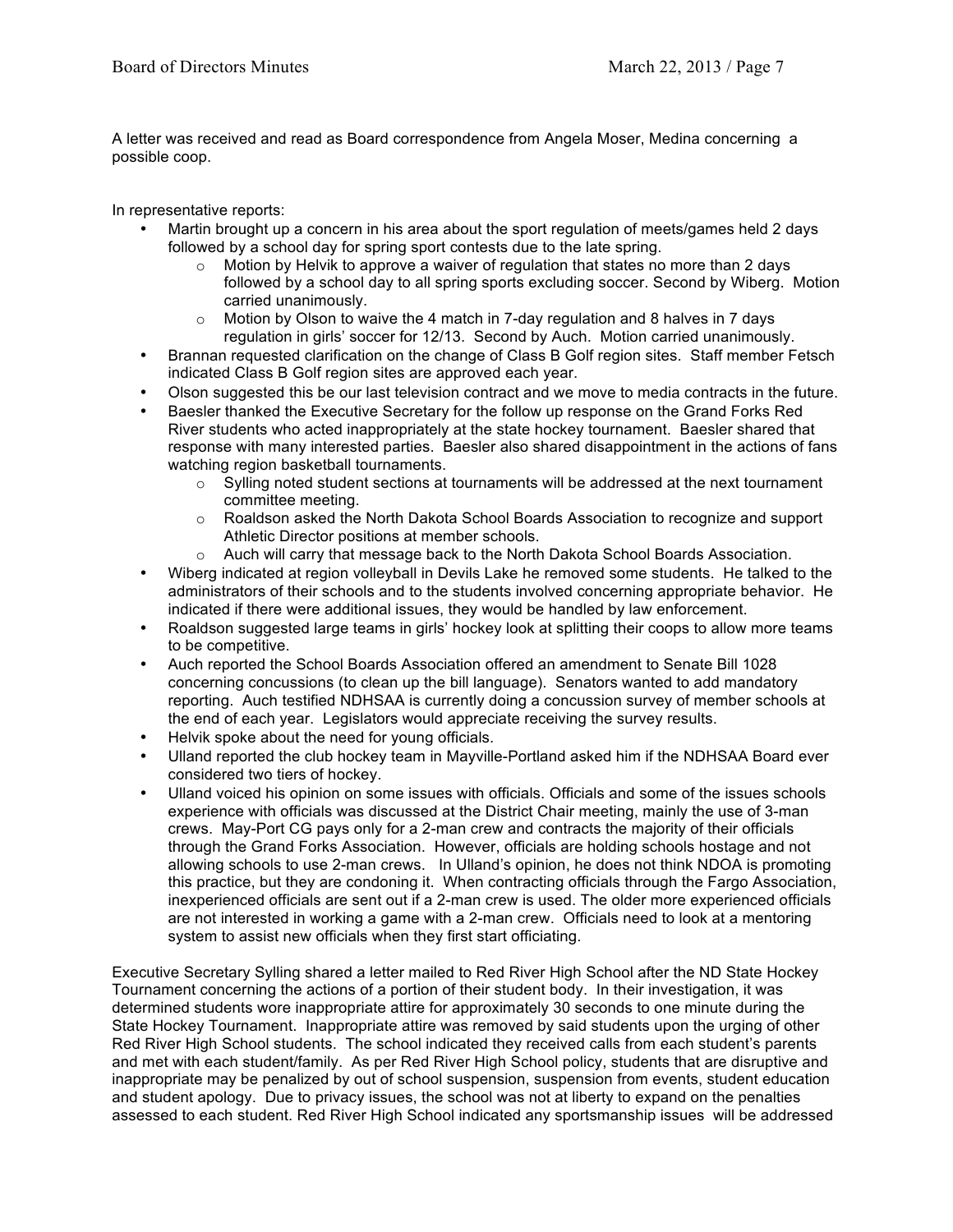A letter was received and read as Board correspondence from Angela Moser, Medina concerning a possible coop.

In representative reports:

- Martin brought up a concern in his area about the sport regulation of meets/games held 2 days followed by a school day for spring sport contests due to the late spring.
  - Motion by Helvik to approve a waiver of regulation that states no more than 2 days followed by a school day to all spring sports excluding soccer. Second by Wiberg. Motion carried unanimously.
  - Motion by Olson to waive the 4 match in 7-day regulation and 8 halves in 7 days regulation in girls' soccer for 12/13. Second by Auch. Motion carried unanimously.
- Brannan requested clarification on the change of Class B Golf region sites. Staff member Fetsch indicated Class B Golf region sites are approved each year.
- Olson suggested this be our last television contract and we move to media contracts in the future.
- Baesler thanked the Executive Secretary for the follow up response on the Grand Forks Red River students who acted inappropriately at the state hockey tournament. Baesler shared that response with many interested parties. Baesler also shared disappointment in the actions of fans watching region basketball tournaments.
  - Sylling noted student sections at tournaments will be addressed at the next tournament committee meeting.
  - Roaldson asked the North Dakota School Boards Association to recognize and support Athletic Director positions at member schools.
  - Auch will carry that message back to the North Dakota School Boards Association.
- Wiberg indicated at region volleyball in Devils Lake he removed some students. He talked to the administrators of their schools and to the students involved concerning appropriate behavior. He indicated if there were additional issues, they would be handled by law enforcement.
- Roaldson suggested large teams in girls' hockey look at splitting their coops to allow more teams to be competitive.
- Auch reported the School Boards Association offered an amendment to Senate Bill 1028 concerning concussions (to clean up the bill language). Senators wanted to add mandatory reporting. Auch testified NDHSAA is currently doing a concussion survey of member schools at the end of each year. Legislators would appreciate receiving the survey results.
- Helvik spoke about the need for young officials.
- Ulland reported the club hockey team in Mayville-Portland asked him if the NDHSAA Board ever considered two tiers of hockey.
- Ulland voiced his opinion on some issues with officials. Officials and some of the issues schools experience with officials was discussed at the District Chair meeting, mainly the use of 3-man crews. May-Port CG pays only for a 2-man crew and contracts the majority of their officials through the Grand Forks Association. However, officials are holding schools hostage and not allowing schools to use 2-man crews. In Ulland's opinion, he does not think NDOA is promoting this practice, but they are condoning it. When contracting officials through the Fargo Association, inexperienced officials are sent out if a 2-man crew is used. The older more experienced officials are not interested in working a game with a 2-man crew. Officials need to look at a mentoring system to assist new officials when they first start officiating.

Executive Secretary Sylling shared a letter mailed to Red River High School after the ND State Hockey Tournament concerning the actions of a portion of their student body. In their investigation, it was determined students wore inappropriate attire for approximately 30 seconds to one minute during the State Hockey Tournament. Inappropriate attire was removed by said students upon the urging of other Red River High School students. The school indicated they received calls from each student's parents and met with each student/family. As per Red River High School policy, students that are disruptive and inappropriate may be penalized by out of school suspension, suspension from events, student education and student apology. Due to privacy issues, the school was not at liberty to expand on the penalties assessed to each student. Red River High School indicated any sportsmanship issues will be addressed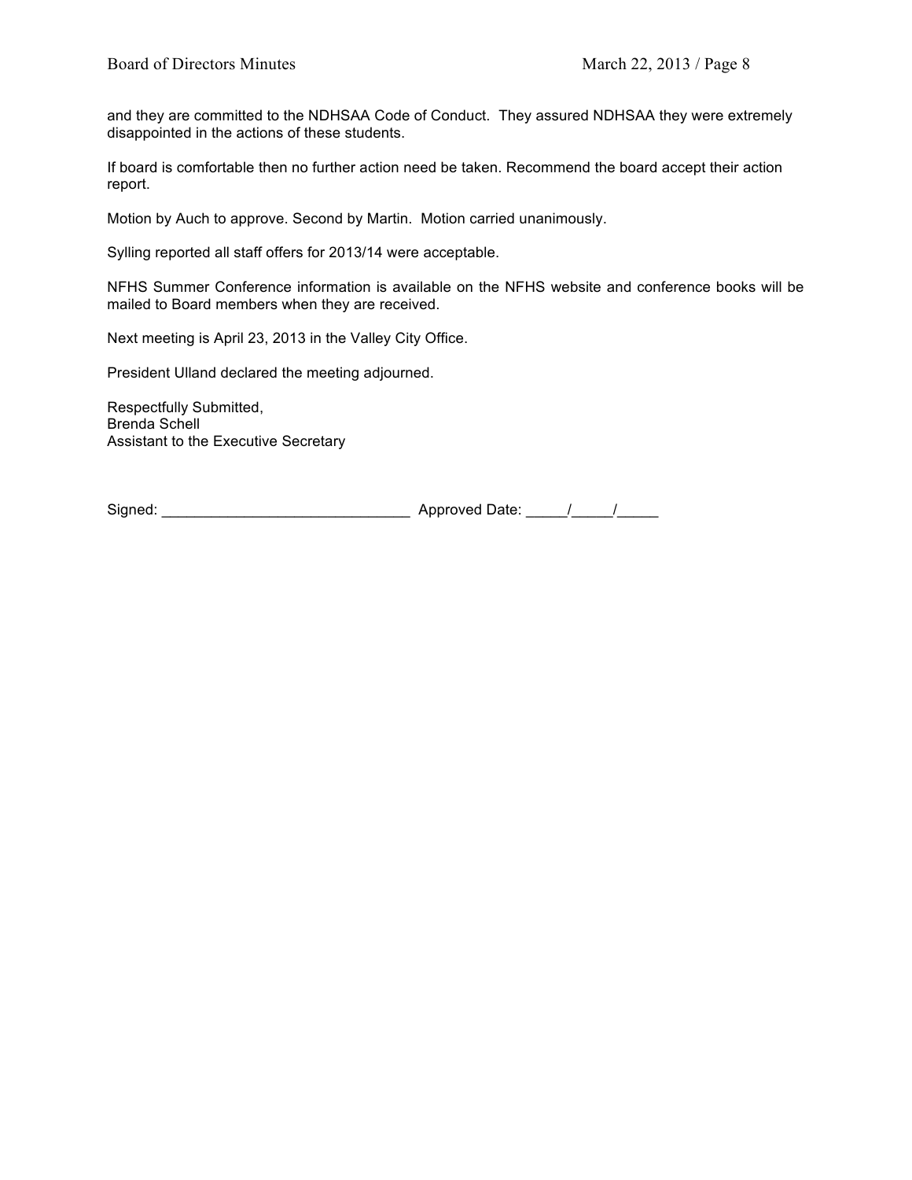and they are committed to the NDHSAA Code of Conduct.  They assured NDHSAA they were extremely disappointed in the actions of these students.

If board is comfortable then no further action need be taken. Recommend the board accept their action report.

Motion by Auch to approve. Second by Martin.  Motion carried unanimously.

Sylling reported all staff offers for 2013/14 were acceptable.

NFHS Summer Conference information is available on the NFHS website and conference books will be mailed to Board members when they are received.

Next meeting is April 23, 2013 in the Valley City Office.

President Ulland declared the meeting adjourned.

Respectfully Submitted,
Brenda Schell
Assistant to the Executive Secretary

Signed: ______________________________ Approved Date: _____/_____/_____